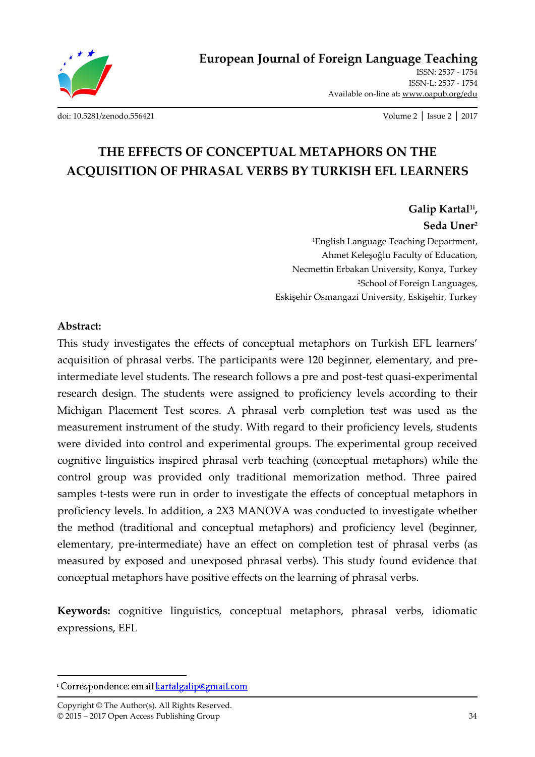European Journal of Foreign Language Teaching

ISSN: 2537 - 1754
ISSN-L: 2537 - 1754
Available on-line at: www.oapub.org/edu

doi: 10.5281/zenodo.556421

Volume 2 | Issue 2 | 2017

# THE EFFECTS OF CONCEPTUAL METAPHORS ON THE ACQUISITION OF PHRASAL VERBS BY TURKISH EFL LEARNERS

**Galip Kartal[1i],**
**Seda Uner[2]**

[1]English Language Teaching Department,
Ahmet Keleşoğlu Faculty of Education,
Necmettin Erbakan University, Konya, Turkey
[2]School of Foreign Languages,
Eskişehir Osmangazi University, Eskişehir, Turkey

## Abstract:

This study investigates the effects of conceptual metaphors on Turkish EFL learners' acquisition of phrasal verbs. The participants were 120 beginner, elementary, and pre-intermediate level students. The research follows a pre and post-test quasi-experimental research design. The students were assigned to proficiency levels according to their Michigan Placement Test scores. A phrasal verb completion test was used as the measurement instrument of the study. With regard to their proficiency levels, students were divided into control and experimental groups. The experimental group received cognitive linguistics inspired phrasal verb teaching (conceptual metaphors) while the control group was provided only traditional memorization method. Three paired samples t-tests were run in order to investigate the effects of conceptual metaphors in proficiency levels. In addition, a 2X3 MANOVA was conducted to investigate whether the method (traditional and conceptual metaphors) and proficiency level (beginner, elementary, pre-intermediate) have an effect on completion test of phrasal verbs (as measured by exposed and unexposed phrasal verbs). This study found evidence that conceptual metaphors have positive effects on the learning of phrasal verbs.

**Keywords:** cognitive linguistics, conceptual metaphors, phrasal verbs, idiomatic expressions, EFL

---

[i] Correspondence: email kartalgalip@gmail.com

Copyright © The Author(s). All Rights Reserved.
© 2015 – 2017 Open Access Publishing Group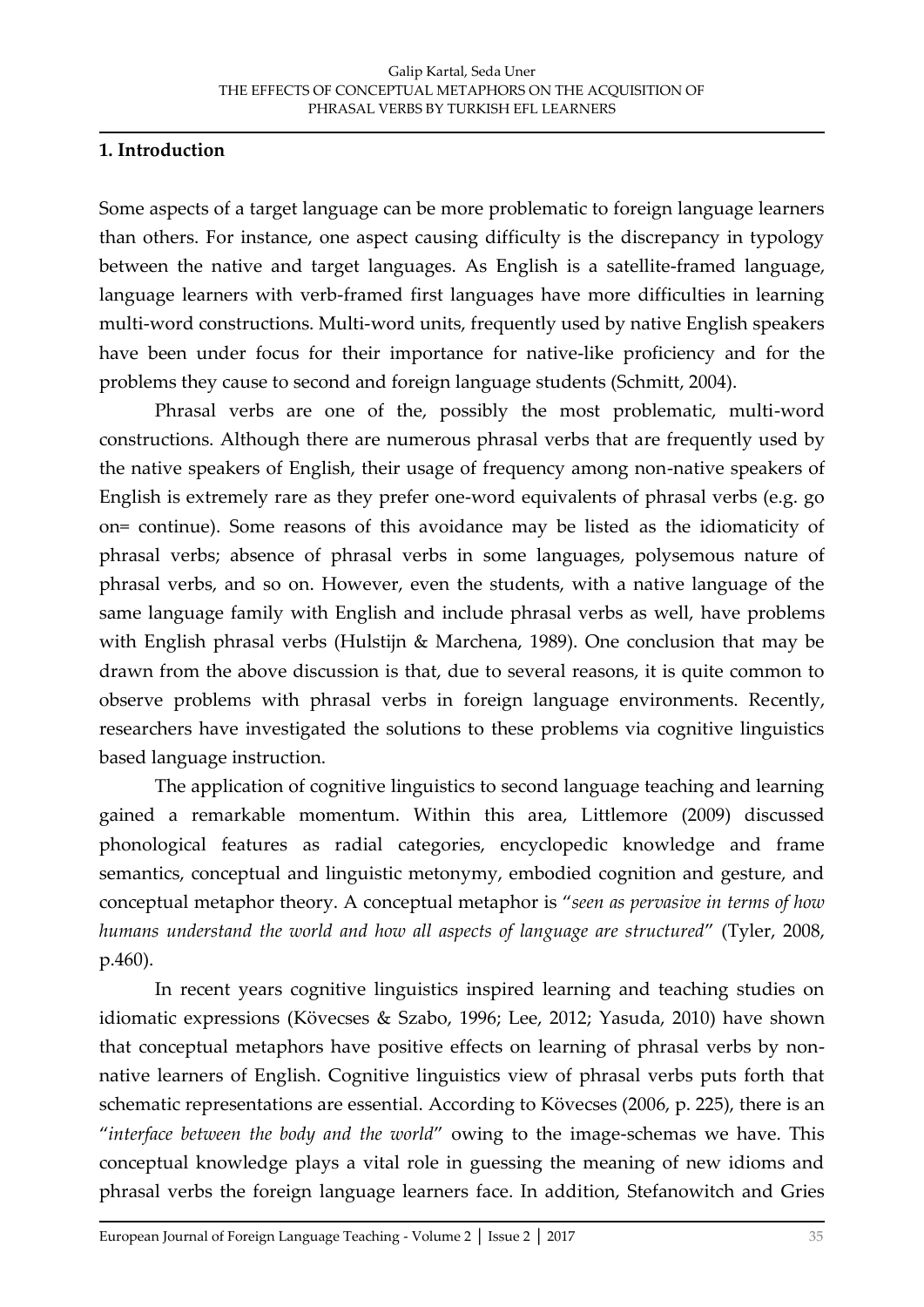## 1. Introduction

Some aspects of a target language can be more problematic to foreign language learners than others. For instance, one aspect causing difficulty is the discrepancy in typology between the native and target languages. As English is a satellite-framed language, language learners with verb-framed first languages have more difficulties in learning multi-word constructions. Multi-word units, frequently used by native English speakers have been under focus for their importance for native-like proficiency and for the problems they cause to second and foreign language students (Schmitt, 2004).

Phrasal verbs are one of the, possibly the most problematic, multi-word constructions. Although there are numerous phrasal verbs that are frequently used by the native speakers of English, their usage of frequency among non-native speakers of English is extremely rare as they prefer one-word equivalents of phrasal verbs (e.g. go on= continue). Some reasons of this avoidance may be listed as the idiomaticity of phrasal verbs; absence of phrasal verbs in some languages, polysemous nature of phrasal verbs, and so on. However, even the students, with a native language of the same language family with English and include phrasal verbs as well, have problems with English phrasal verbs (Hulstijn & Marchena, 1989). One conclusion that may be drawn from the above discussion is that, due to several reasons, it is quite common to observe problems with phrasal verbs in foreign language environments. Recently, researchers have investigated the solutions to these problems via cognitive linguistics based language instruction.

The application of cognitive linguistics to second language teaching and learning gained a remarkable momentum. Within this area, Littlemore (2009) discussed phonological features as radial categories, encyclopedic knowledge and frame semantics, conceptual and linguistic metonymy, embodied cognition and gesture, and conceptual metaphor theory. A conceptual metaphor is "*seen as pervasive in terms of how humans understand the world and how all aspects of language are structured*" (Tyler, 2008, p.460).

In recent years cognitive linguistics inspired learning and teaching studies on idiomatic expressions (Kövecses & Szabo, 1996; Lee, 2012; Yasuda, 2010) have shown that conceptual metaphors have positive effects on learning of phrasal verbs by non-native learners of English. Cognitive linguistics view of phrasal verbs puts forth that schematic representations are essential. According to Kövecses (2006, p. 225), there is an "*interface between the body and the world*" owing to the image-schemas we have. This conceptual knowledge plays a vital role in guessing the meaning of new idioms and phrasal verbs the foreign language learners face. In addition, Stefanowitch and Gries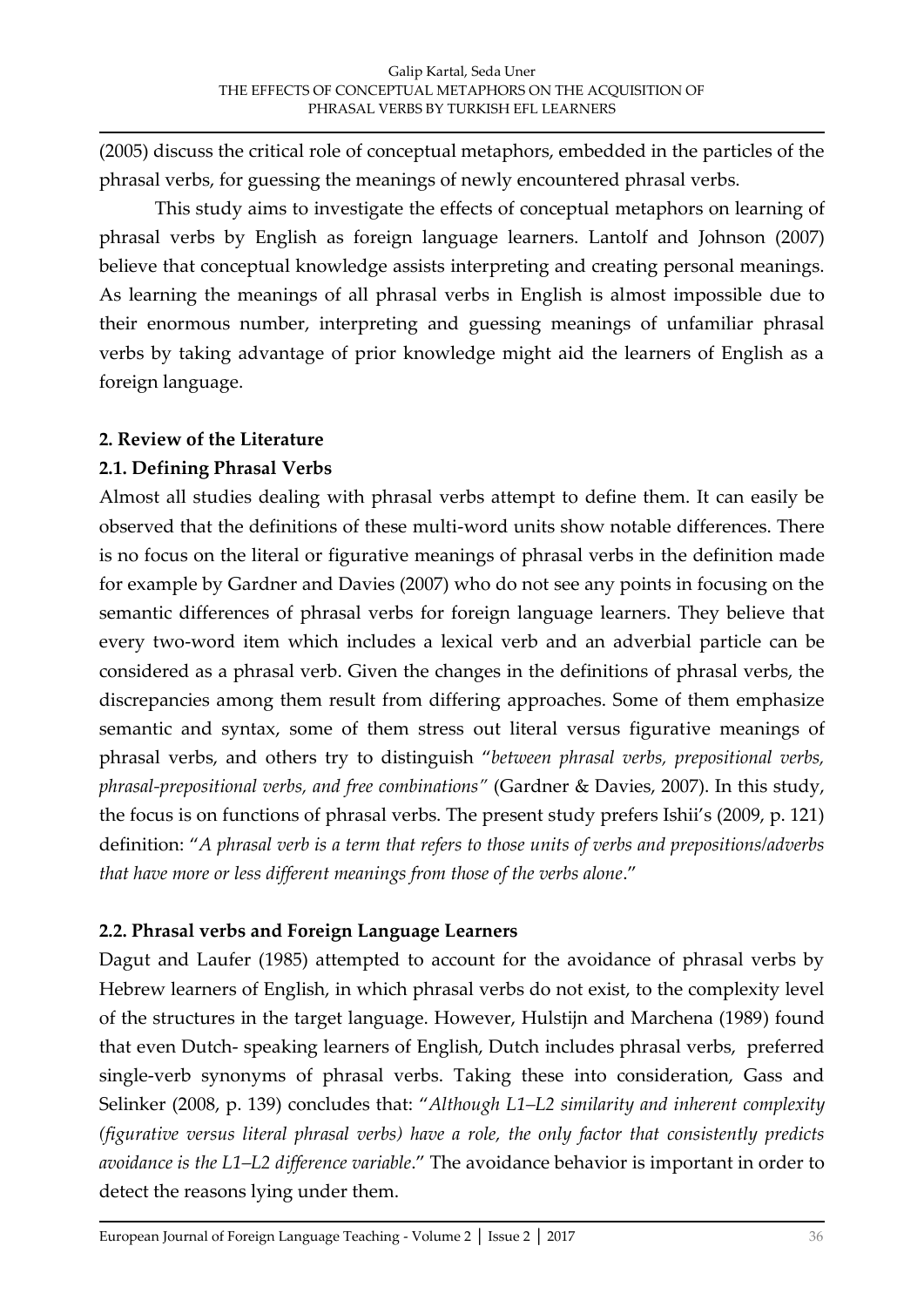(2005) discuss the critical role of conceptual metaphors, embedded in the particles of the phrasal verbs, for guessing the meanings of newly encountered phrasal verbs.

This study aims to investigate the effects of conceptual metaphors on learning of phrasal verbs by English as foreign language learners. Lantolf and Johnson (2007) believe that conceptual knowledge assists interpreting and creating personal meanings. As learning the meanings of all phrasal verbs in English is almost impossible due to their enormous number, interpreting and guessing meanings of unfamiliar phrasal verbs by taking advantage of prior knowledge might aid the learners of English as a foreign language.

## 2. Review of the Literature

### 2.1. Defining Phrasal Verbs

Almost all studies dealing with phrasal verbs attempt to define them. It can easily be observed that the definitions of these multi-word units show notable differences. There is no focus on the literal or figurative meanings of phrasal verbs in the definition made for example by Gardner and Davies (2007) who do not see any points in focusing on the semantic differences of phrasal verbs for foreign language learners. They believe that every two-word item which includes a lexical verb and an adverbial particle can be considered as a phrasal verb. Given the changes in the definitions of phrasal verbs, the discrepancies among them result from differing approaches. Some of them emphasize semantic and syntax, some of them stress out literal versus figurative meanings of phrasal verbs, and others try to distinguish "*between phrasal verbs, prepositional verbs, phrasal-prepositional verbs, and free combinations"* (Gardner & Davies, 2007). In this study, the focus is on functions of phrasal verbs. The present study prefers Ishii's (2009, p. 121) definition: "*A phrasal verb is a term that refers to those units of verbs and prepositions/adverbs that have more or less different meanings from those of the verbs alone*."

### 2.2. Phrasal verbs and Foreign Language Learners

Dagut and Laufer (1985) attempted to account for the avoidance of phrasal verbs by Hebrew learners of English, in which phrasal verbs do not exist, to the complexity level of the structures in the target language. However, Hulstijn and Marchena (1989) found that even Dutch- speaking learners of English, Dutch includes phrasal verbs, preferred single-verb synonyms of phrasal verbs. Taking these into consideration, Gass and Selinker (2008, p. 139) concludes that: "*Although L1–L2 similarity and inherent complexity (figurative versus literal phrasal verbs) have a role, the only factor that consistently predicts avoidance is the L1–L2 difference variable*." The avoidance behavior is important in order to detect the reasons lying under them.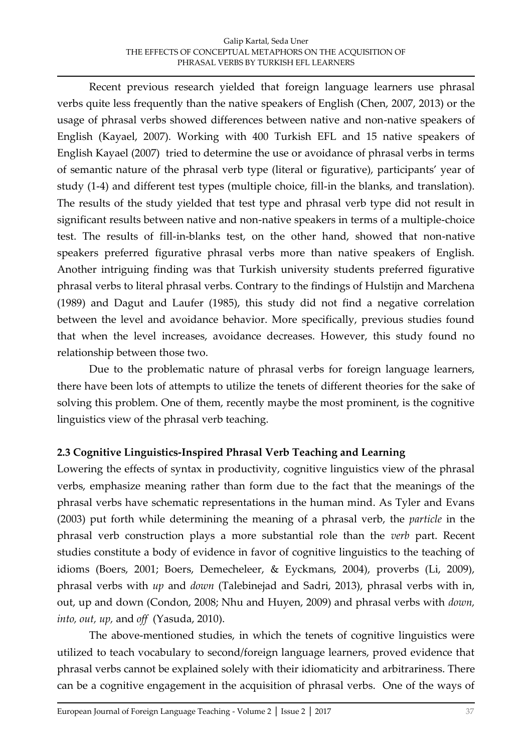Recent previous research yielded that foreign language learners use phrasal verbs quite less frequently than the native speakers of English (Chen, 2007, 2013) or the usage of phrasal verbs showed differences between native and non-native speakers of English (Kayael, 2007). Working with 400 Turkish EFL and 15 native speakers of English Kayael (2007) tried to determine the use or avoidance of phrasal verbs in terms of semantic nature of the phrasal verb type (literal or figurative), participants' year of study (1-4) and different test types (multiple choice, fill-in the blanks, and translation). The results of the study yielded that test type and phrasal verb type did not result in significant results between native and non-native speakers in terms of a multiple-choice test. The results of fill-in-blanks test, on the other hand, showed that non-native speakers preferred figurative phrasal verbs more than native speakers of English. Another intriguing finding was that Turkish university students preferred figurative phrasal verbs to literal phrasal verbs. Contrary to the findings of Hulstijn and Marchena (1989) and Dagut and Laufer (1985), this study did not find a negative correlation between the level and avoidance behavior. More specifically, previous studies found that when the level increases, avoidance decreases. However, this study found no relationship between those two.

Due to the problematic nature of phrasal verbs for foreign language learners, there have been lots of attempts to utilize the tenets of different theories for the sake of solving this problem. One of them, recently maybe the most prominent, is the cognitive linguistics view of the phrasal verb teaching.

## 2.3 Cognitive Linguistics-Inspired Phrasal Verb Teaching and Learning

Lowering the effects of syntax in productivity, cognitive linguistics view of the phrasal verbs, emphasize meaning rather than form due to the fact that the meanings of the phrasal verbs have schematic representations in the human mind. As Tyler and Evans (2003) put forth while determining the meaning of a phrasal verb, the *particle* in the phrasal verb construction plays a more substantial role than the *verb* part. Recent studies constitute a body of evidence in favor of cognitive linguistics to the teaching of idioms (Boers, 2001; Boers, Demecheleer, & Eyckmans, 2004), proverbs (Li, 2009), phrasal verbs with *up* and *down* (Talebinejad and Sadri, 2013), phrasal verbs with in, out, up and down (Condon, 2008; Nhu and Huyen, 2009) and phrasal verbs with *down, into, out, up*, and *off* (Yasuda, 2010).

The above-mentioned studies, in which the tenets of cognitive linguistics were utilized to teach vocabulary to second/foreign language learners, proved evidence that phrasal verbs cannot be explained solely with their idiomaticity and arbitrariness. There can be a cognitive engagement in the acquisition of phrasal verbs. One of the ways of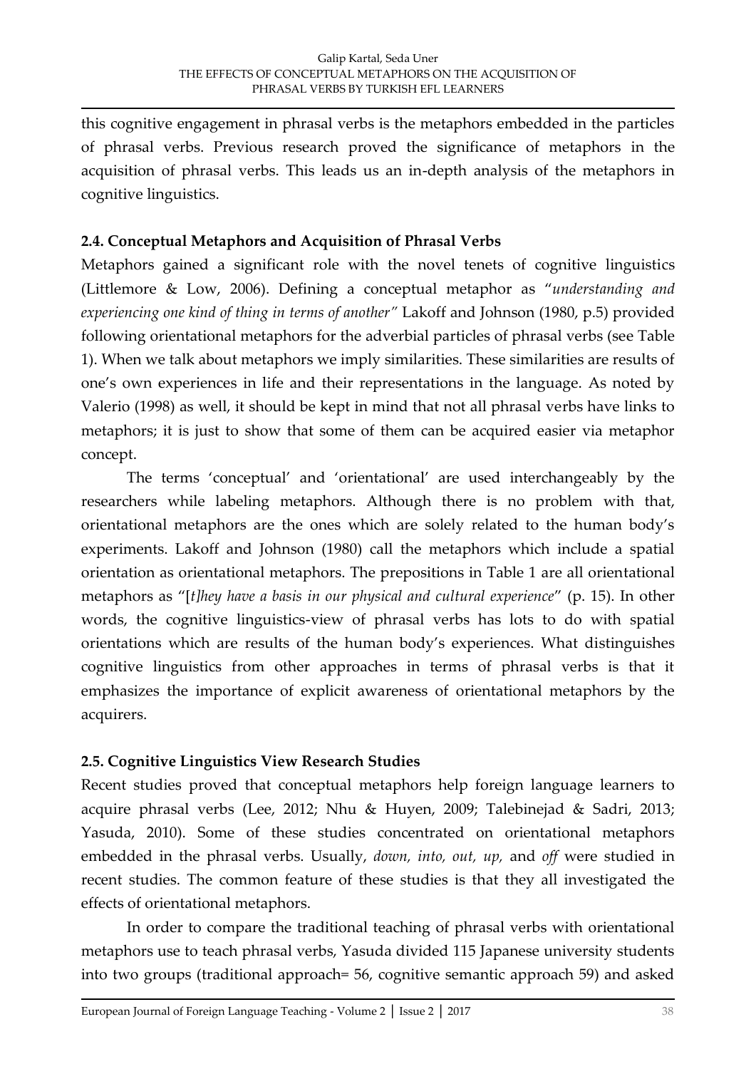this cognitive engagement in phrasal verbs is the metaphors embedded in the particles of phrasal verbs. Previous research proved the significance of metaphors in the acquisition of phrasal verbs. This leads us an in-depth analysis of the metaphors in cognitive linguistics.

### 2.4. Conceptual Metaphors and Acquisition of Phrasal Verbs

Metaphors gained a significant role with the novel tenets of cognitive linguistics (Littlemore & Low, 2006). Defining a conceptual metaphor as "*understanding and experiencing one kind of thing in terms of another"* Lakoff and Johnson (1980, p.5) provided following orientational metaphors for the adverbial particles of phrasal verbs (see Table 1). When we talk about metaphors we imply similarities. These similarities are results of one's own experiences in life and their representations in the language. As noted by Valerio (1998) as well, it should be kept in mind that not all phrasal verbs have links to metaphors; it is just to show that some of them can be acquired easier via metaphor concept.

The terms 'conceptual' and 'orientational' are used interchangeably by the researchers while labeling metaphors. Although there is no problem with that, orientational metaphors are the ones which are solely related to the human body's experiments. Lakoff and Johnson (1980) call the metaphors which include a spatial orientation as orientational metaphors. The prepositions in Table 1 are all orientational metaphors as "[*t]hey have a basis in our physical and cultural experience*" (p. 15). In other words, the cognitive linguistics-view of phrasal verbs has lots to do with spatial orientations which are results of the human body's experiences. What distinguishes cognitive linguistics from other approaches in terms of phrasal verbs is that it emphasizes the importance of explicit awareness of orientational metaphors by the acquirers.

### 2.5. Cognitive Linguistics View Research Studies

Recent studies proved that conceptual metaphors help foreign language learners to acquire phrasal verbs (Lee, 2012; Nhu & Huyen, 2009; Talebinejad & Sadri, 2013; Yasuda, 2010). Some of these studies concentrated on orientational metaphors embedded in the phrasal verbs. Usually, *down, into, out, up,* and *off* were studied in recent studies. The common feature of these studies is that they all investigated the effects of orientational metaphors.

In order to compare the traditional teaching of phrasal verbs with orientational metaphors use to teach phrasal verbs, Yasuda divided 115 Japanese university students into two groups (traditional approach= 56, cognitive semantic approach 59) and asked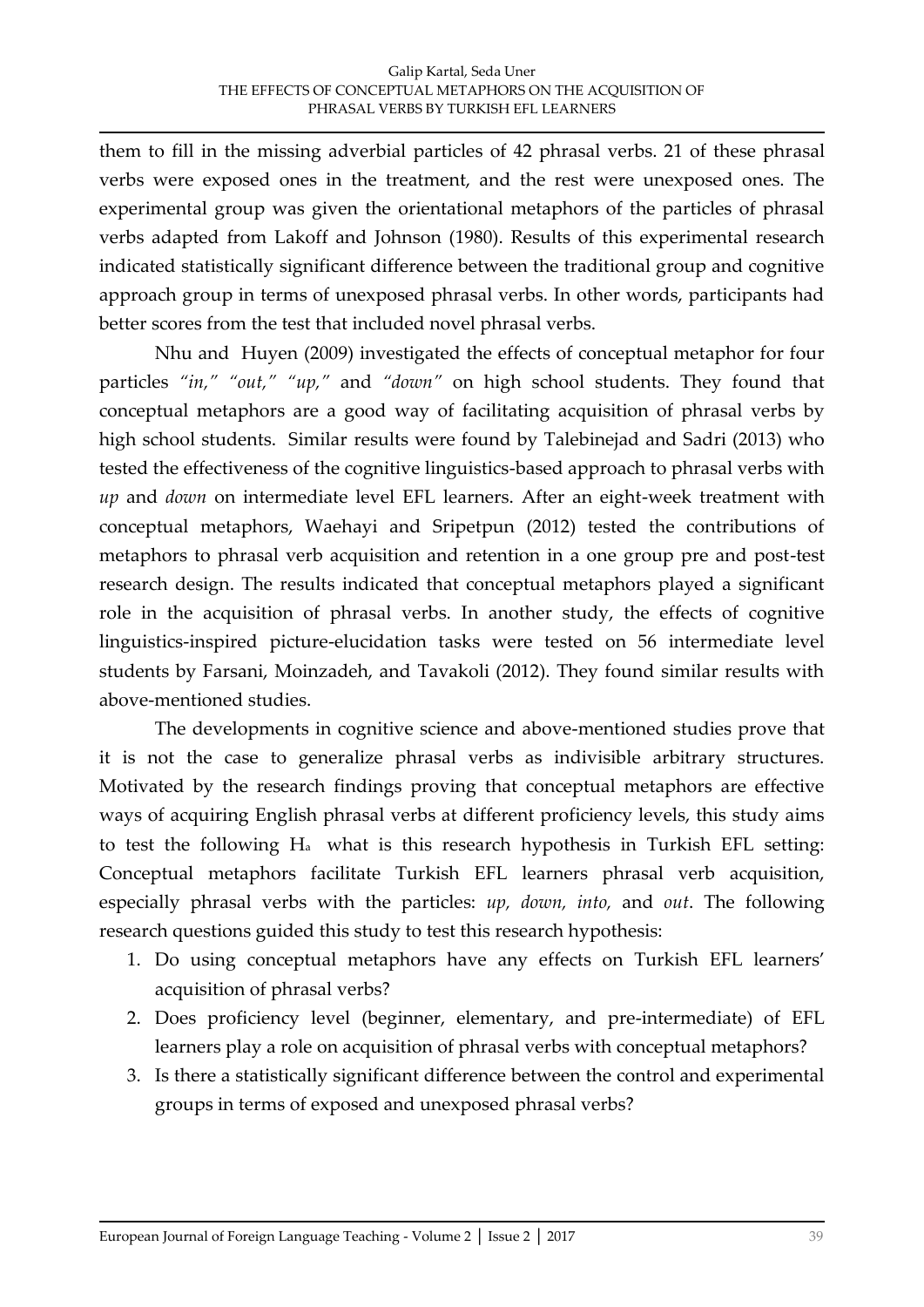them to fill in the missing adverbial particles of 42 phrasal verbs. 21 of these phrasal verbs were exposed ones in the treatment, and the rest were unexposed ones. The experimental group was given the orientational metaphors of the particles of phrasal verbs adapted from Lakoff and Johnson (1980). Results of this experimental research indicated statistically significant difference between the traditional group and cognitive approach group in terms of unexposed phrasal verbs. In other words, participants had better scores from the test that included novel phrasal verbs.

Nhu and Huyen (2009) investigated the effects of conceptual metaphor for four particles *"in," "out," "up,"* and *"down"* on high school students. They found that conceptual metaphors are a good way of facilitating acquisition of phrasal verbs by high school students. Similar results were found by Talebinejad and Sadri (2013) who tested the effectiveness of the cognitive linguistics-based approach to phrasal verbs with *up* and *down* on intermediate level EFL learners. After an eight-week treatment with conceptual metaphors, Waehayi and Sripetpun (2012) tested the contributions of metaphors to phrasal verb acquisition and retention in a one group pre and post-test research design. The results indicated that conceptual metaphors played a significant role in the acquisition of phrasal verbs. In another study, the effects of cognitive linguistics-inspired picture-elucidation tasks were tested on 56 intermediate level students by Farsani, Moinzadeh, and Tavakoli (2012). They found similar results with above-mentioned studies.

The developments in cognitive science and above-mentioned studies prove that it is not the case to generalize phrasal verbs as indivisible arbitrary structures. Motivated by the research findings proving that conceptual metaphors are effective ways of acquiring English phrasal verbs at different proficiency levels, this study aims to test the following $H_a$ what is this research hypothesis in Turkish EFL setting: Conceptual metaphors facilitate Turkish EFL learners phrasal verb acquisition, especially phrasal verbs with the particles: *up, down, into,* and *out*. The following research questions guided this study to test this research hypothesis:

1. Do using conceptual metaphors have any effects on Turkish EFL learners' acquisition of phrasal verbs?
2. Does proficiency level (beginner, elementary, and pre-intermediate) of EFL learners play a role on acquisition of phrasal verbs with conceptual metaphors?
3. Is there a statistically significant difference between the control and experimental groups in terms of exposed and unexposed phrasal verbs?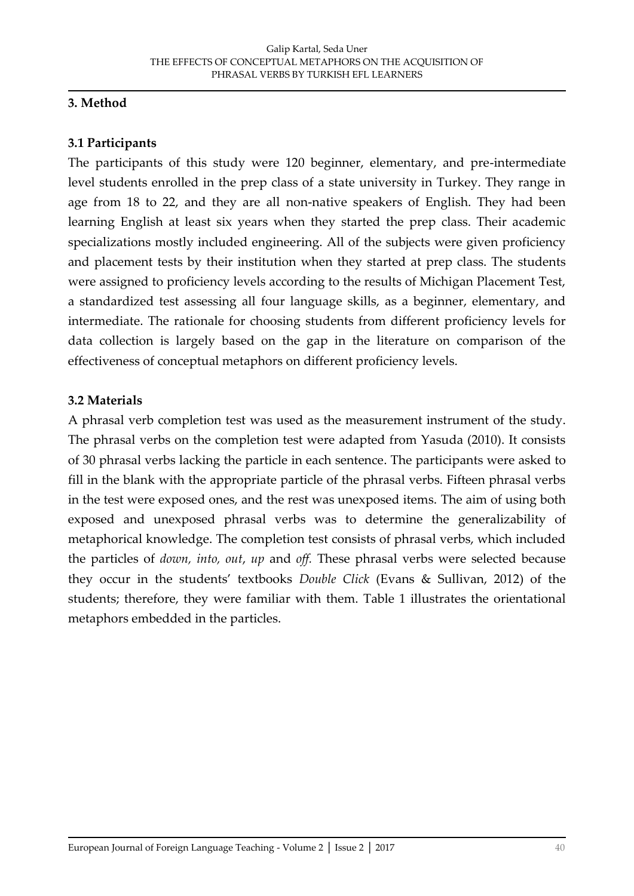## 3. Method

### 3.1 Participants

The participants of this study were 120 beginner, elementary, and pre-intermediate level students enrolled in the prep class of a state university in Turkey. They range in age from 18 to 22, and they are all non-native speakers of English. They had been learning English at least six years when they started the prep class. Their academic specializations mostly included engineering. All of the subjects were given proficiency and placement tests by their institution when they started at prep class. The students were assigned to proficiency levels according to the results of Michigan Placement Test, a standardized test assessing all four language skills, as a beginner, elementary, and intermediate. The rationale for choosing students from different proficiency levels for data collection is largely based on the gap in the literature on comparison of the effectiveness of conceptual metaphors on different proficiency levels.

### 3.2 Materials

A phrasal verb completion test was used as the measurement instrument of the study. The phrasal verbs on the completion test were adapted from Yasuda (2010). It consists of 30 phrasal verbs lacking the particle in each sentence. The participants were asked to fill in the blank with the appropriate particle of the phrasal verbs. Fifteen phrasal verbs in the test were exposed ones, and the rest was unexposed items. The aim of using both exposed and unexposed phrasal verbs was to determine the generalizability of metaphorical knowledge. The completion test consists of phrasal verbs, which included the particles of *down, into, out*, *up* and *off.* These phrasal verbs were selected because they occur in the students' textbooks *Double Click* (Evans & Sullivan, 2012) of the students; therefore, they were familiar with them. Table 1 illustrates the orientational metaphors embedded in the particles.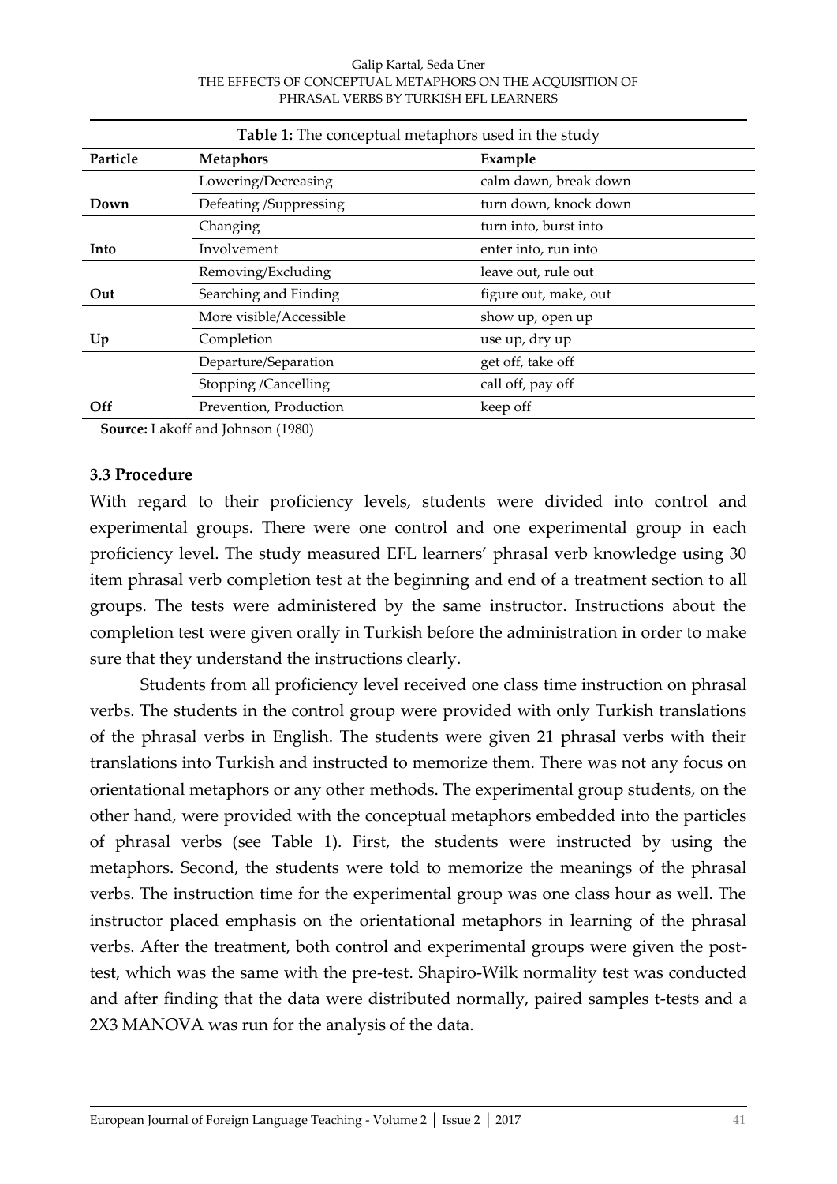**Table 1:** The conceptual metaphors used in the study

| Particle | Metaphors | Example |
|---|---|---|
| Down | Lowering/Decreasing | calm dawn, break down |
| | Defeating /Suppressing | turn down, knock down |
| Into | Changing | turn into, burst into |
| | Involvement | enter into, run into |
| Out | Removing/Excluding | leave out, rule out |
| | Searching and Finding | figure out, make, out |
| Up | More visible/Accessible | show up, open up |
| | Completion | use up, dry up |
| Off | Departure/Separation | get off, take off |
| | Stopping /Cancelling | call off, pay off |
| | Prevention, Production | keep off |

**Source:** Lakoff and Johnson (1980)

### 3.3 Procedure

With regard to their proficiency levels, students were divided into control and experimental groups. There were one control and one experimental group in each proficiency level. The study measured EFL learners' phrasal verb knowledge using 30 item phrasal verb completion test at the beginning and end of a treatment section to all groups. The tests were administered by the same instructor. Instructions about the completion test were given orally in Turkish before the administration in order to make sure that they understand the instructions clearly.

Students from all proficiency level received one class time instruction on phrasal verbs. The students in the control group were provided with only Turkish translations of the phrasal verbs in English. The students were given 21 phrasal verbs with their translations into Turkish and instructed to memorize them. There was not any focus on orientational metaphors or any other methods. The experimental group students, on the other hand, were provided with the conceptual metaphors embedded into the particles of phrasal verbs (see Table 1). First, the students were instructed by using the metaphors. Second, the students were told to memorize the meanings of the phrasal verbs. The instruction time for the experimental group was one class hour as well. The instructor placed emphasis on the orientational metaphors in learning of the phrasal verbs. After the treatment, both control and experimental groups were given the post-test, which was the same with the pre-test. Shapiro-Wilk normality test was conducted and after finding that the data were distributed normally, paired samples t-tests and a 2X3 MANOVA was run for the analysis of the data.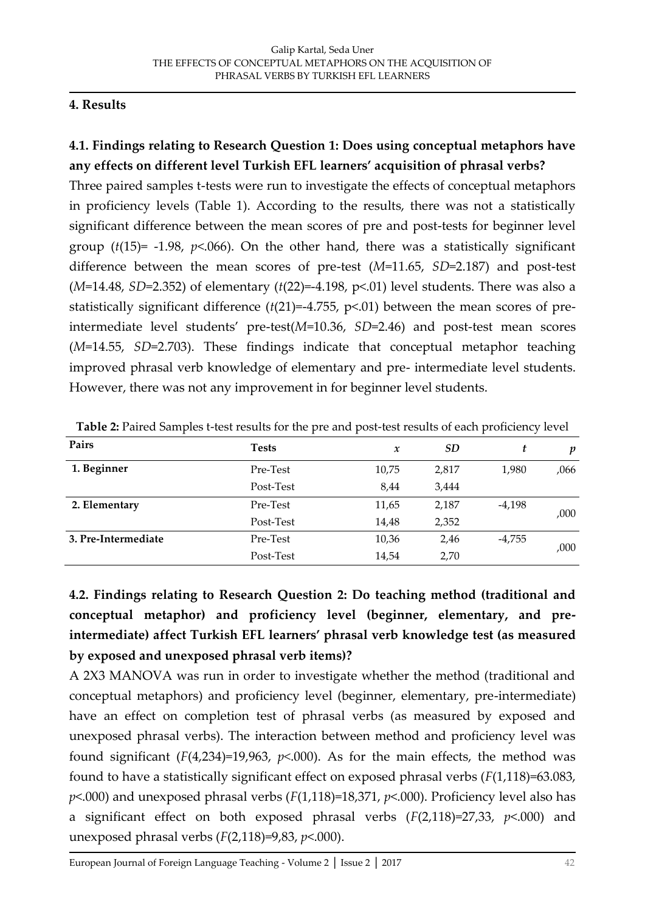## 4. Results

### 4.1. Findings relating to Research Question 1: Does using conceptual metaphors have any effects on different level Turkish EFL learners' acquisition of phrasal verbs?

Three paired samples t-tests were run to investigate the effects of conceptual metaphors in proficiency levels (Table 1). According to the results, there was not a statistically significant difference between the mean scores of pre and post-tests for beginner level group ($t(15)= -1.98$, $p<.066$). On the other hand, there was a statistically significant difference between the mean scores of pre-test ($M$=11.65, $SD$=2.187) and post-test ($M$=14.48, $SD$=2.352) of elementary ($t(22)$=-4.198, p<.01) level students. There was also a statistically significant difference ($t(21)$=-4.755, p<.01) between the mean scores of pre-intermediate level students' pre-test($M$=10.36, $SD$=2.46) and post-test mean scores ($M$=14.55, $SD$=2.703). These findings indicate that conceptual metaphor teaching improved phrasal verb knowledge of elementary and pre- intermediate level students. However, there was not any improvement in for beginner level students.

**Table 2:** Paired Samples t-test results for the pre and post-test results of each proficiency level

| Pairs | Tests | $x$ | $SD$ | $t$ | $p$ |
|---|---|---|---|---|---|
| **1. Beginner** | Pre-Test | 10,75 | 2,817 | 1,980 | ,066 |
| | Post-Test | 8,44 | 3,444 | | |
| **2. Elementary** | Pre-Test | 11,65 | 2,187 | -4,198 | ,000 |
| | Post-Test | 14,48 | 2,352 | | |
| **3. Pre-Intermediate** | Pre-Test | 10,36 | 2,46 | -4,755 | ,000 |
| | Post-Test | 14,54 | 2,70 | | |

### 4.2. Findings relating to Research Question 2: Do teaching method (traditional and conceptual metaphor) and proficiency level (beginner, elementary, and pre-intermediate) affect Turkish EFL learners' phrasal verb knowledge test (as measured by exposed and unexposed phrasal verb items)?

A 2X3 MANOVA was run in order to investigate whether the method (traditional and conceptual metaphors) and proficiency level (beginner, elementary, pre-intermediate) have an effect on completion test of phrasal verbs (as measured by exposed and unexposed phrasal verbs). The interaction between method and proficiency level was found significant ($F(4,234)$=19,963, $p<.000$). As for the main effects, the method was found to have a statistically significant effect on exposed phrasal verbs ($F(1,118)$=63.083, $p<.000$) and unexposed phrasal verbs ($F(1,118)$=18,371, $p<.000$). Proficiency level also has a significant effect on both exposed phrasal verbs ($F(2,118)$=27,33, $p<.000$) and unexposed phrasal verbs ($F(2,118)$=9,83, $p<.000$).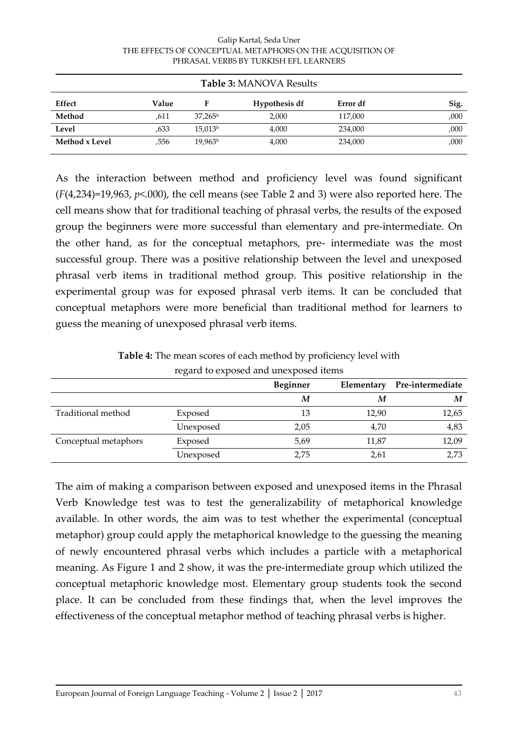**Table 3:** MANOVA Results

| Effect | Value | F | Hypothesis df | Error df | Sig. |
|---|---|---|---|---|---|
| **Method** | ,611 | 37,265[b] | 2,000 | 117,000 | ,000 |
| **Level** | ,633 | 15,013[b] | 4,000 | 234,000 | ,000 |
| **Method x Level** | ,556 | 19,963[b] | 4,000 | 234,000 | ,000 |

As the interaction between method and proficiency level was found significant ($F(4,234)=19,963$, $p<.000$), the cell means (see Table 2 and 3) were also reported here. The cell means show that for traditional teaching of phrasal verbs, the results of the exposed group the beginners were more successful than elementary and pre-intermediate. On the other hand, as for the conceptual metaphors, pre- intermediate was the most successful group. There was a positive relationship between the level and unexposed phrasal verb items in traditional method group. This positive relationship in the experimental group was for exposed phrasal verb items. It can be concluded that conceptual metaphors were more beneficial than traditional method for learners to guess the meaning of unexposed phrasal verb items.

**Table 4:** The mean scores of each method by proficiency level with regard to exposed and unexposed items

| | | Beginner | Elementary | Pre-intermediate |
|---|---|---|---|---|
| | | *M* | *M* | *M* |
| Traditional method | Exposed | 13 | 12,90 | 12,65 |
| | Unexposed | 2,05 | 4,70 | 4,83 |
| Conceptual metaphors | Exposed | 5,69 | 11,87 | 12,09 |
| | Unexposed | 2,75 | 2,61 | 2,73 |

The aim of making a comparison between exposed and unexposed items in the Phrasal Verb Knowledge test was to test the generalizability of metaphorical knowledge available. In other words, the aim was to test whether the experimental (conceptual metaphor) group could apply the metaphorical knowledge to the guessing the meaning of newly encountered phrasal verbs which includes a particle with a metaphorical meaning. As Figure 1 and 2 show, it was the pre-intermediate group which utilized the conceptual metaphoric knowledge most. Elementary group students took the second place. It can be concluded from these findings that, when the level improves the effectiveness of the conceptual metaphor method of teaching phrasal verbs is higher.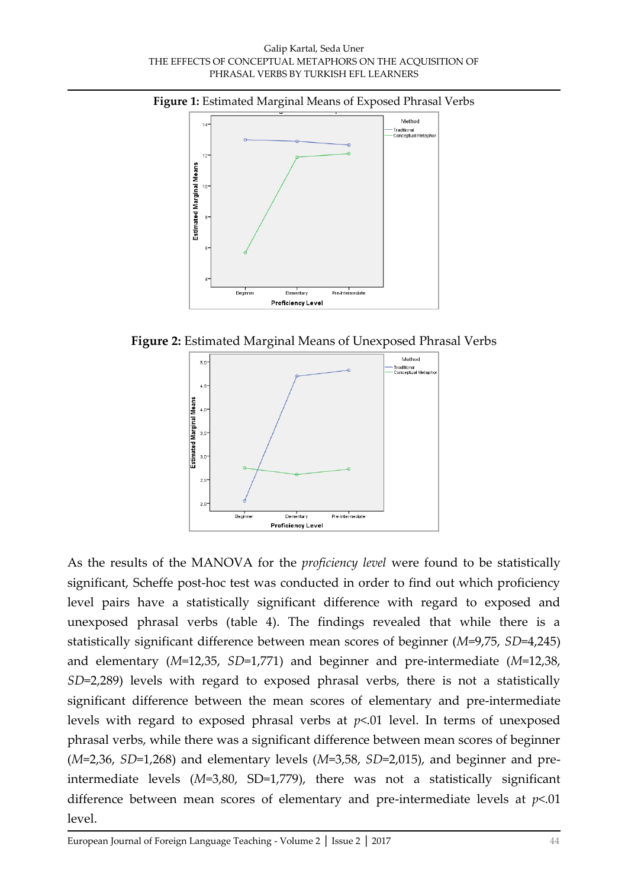**Figure 1:** Estimated Marginal Means of Exposed Phrasal Verbs

**Figure 2:** Estimated Marginal Means of Unexposed Phrasal Verbs

As the results of the MANOVA for the *proficiency level* were found to be statistically significant, Scheffe post-hoc test was conducted in order to find out which proficiency level pairs have a statistically significant difference with regard to exposed and unexposed phrasal verbs (table 4). The findings revealed that while there is a statistically significant difference between mean scores of beginner (*M*=9,75, *SD*=4,245) and elementary (*M*=12,35, *SD*=1,771) and beginner and pre-intermediate (*M*=12,38, *SD*=2,289) levels with regard to exposed phrasal verbs, there is not a statistically significant difference between the mean scores of elementary and pre-intermediate levels with regard to exposed phrasal verbs at $p$<.01 level. In terms of unexposed phrasal verbs, while there was a significant difference between mean scores of beginner (*M*=2,36, *SD*=1,268) and elementary levels (*M*=3,58, *SD*=2,015), and beginner and pre-intermediate levels (*M*=3,80, SD=1,779), there was not a statistically significant difference between mean scores of elementary and pre-intermediate levels at $p$<.01 level.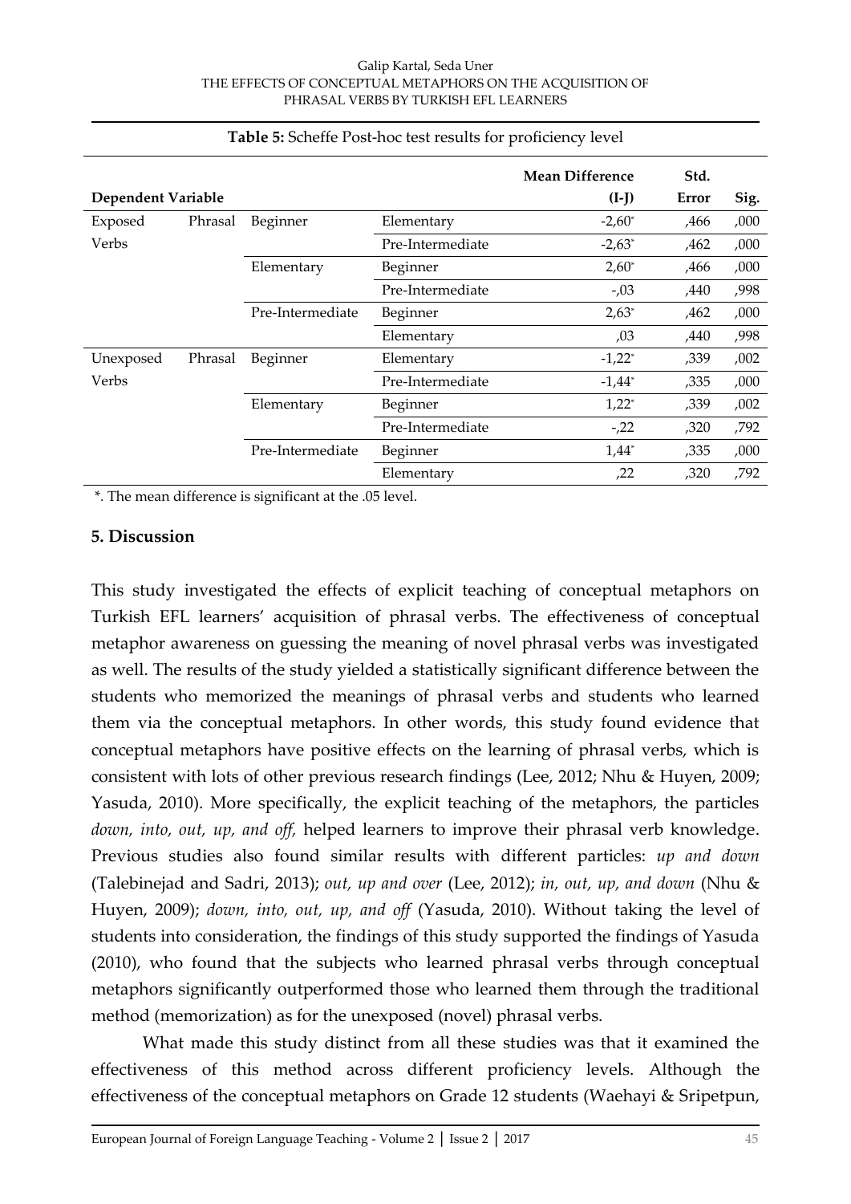**Table 5:** Scheffe Post-hoc test results for proficiency level

| Dependent Variable | | | Mean Difference (I-J) | Std. Error | Sig. |
|---|---|---|---|---|---|
| Exposed Phrasal Verbs | Beginner | Elementary | -2,60* | ,466 | ,000 |
| | | Pre-Intermediate | -2,63* | ,462 | ,000 |
| | Elementary | Beginner | 2,60* | ,466 | ,000 |
| | | Pre-Intermediate | -,03 | ,440 | ,998 |
| | Pre-Intermediate | Beginner | 2,63* | ,462 | ,000 |
| | | Elementary | ,03 | ,440 | ,998 |
| Unexposed Phrasal Verbs | Beginner | Elementary | -1,22* | ,339 | ,002 |
| | | Pre-Intermediate | -1,44* | ,335 | ,000 |
| | Elementary | Beginner | 1,22* | ,339 | ,002 |
| | | Pre-Intermediate | -,22 | ,320 | ,792 |
| | Pre-Intermediate | Beginner | 1,44* | ,335 | ,000 |
| | | Elementary | ,22 | ,320 | ,792 |

*. The mean difference is significant at the .05 level.

## 5. Discussion

This study investigated the effects of explicit teaching of conceptual metaphors on Turkish EFL learners' acquisition of phrasal verbs. The effectiveness of conceptual metaphor awareness on guessing the meaning of novel phrasal verbs was investigated as well. The results of the study yielded a statistically significant difference between the students who memorized the meanings of phrasal verbs and students who learned them via the conceptual metaphors. In other words, this study found evidence that conceptual metaphors have positive effects on the learning of phrasal verbs, which is consistent with lots of other previous research findings (Lee, 2012; Nhu & Huyen, 2009; Yasuda, 2010). More specifically, the explicit teaching of the metaphors, the particles *down, into, out, up, and off,* helped learners to improve their phrasal verb knowledge. Previous studies also found similar results with different particles: *up and down* (Talebinejad and Sadri, 2013); *out, up and over* (Lee, 2012); *in, out, up, and down* (Nhu & Huyen, 2009); *down, into, out, up, and off* (Yasuda, 2010). Without taking the level of students into consideration, the findings of this study supported the findings of Yasuda (2010), who found that the subjects who learned phrasal verbs through conceptual metaphors significantly outperformed those who learned them through the traditional method (memorization) as for the unexposed (novel) phrasal verbs.

What made this study distinct from all these studies was that it examined the effectiveness of this method across different proficiency levels. Although the effectiveness of the conceptual metaphors on Grade 12 students (Waehayi & Sripetpun,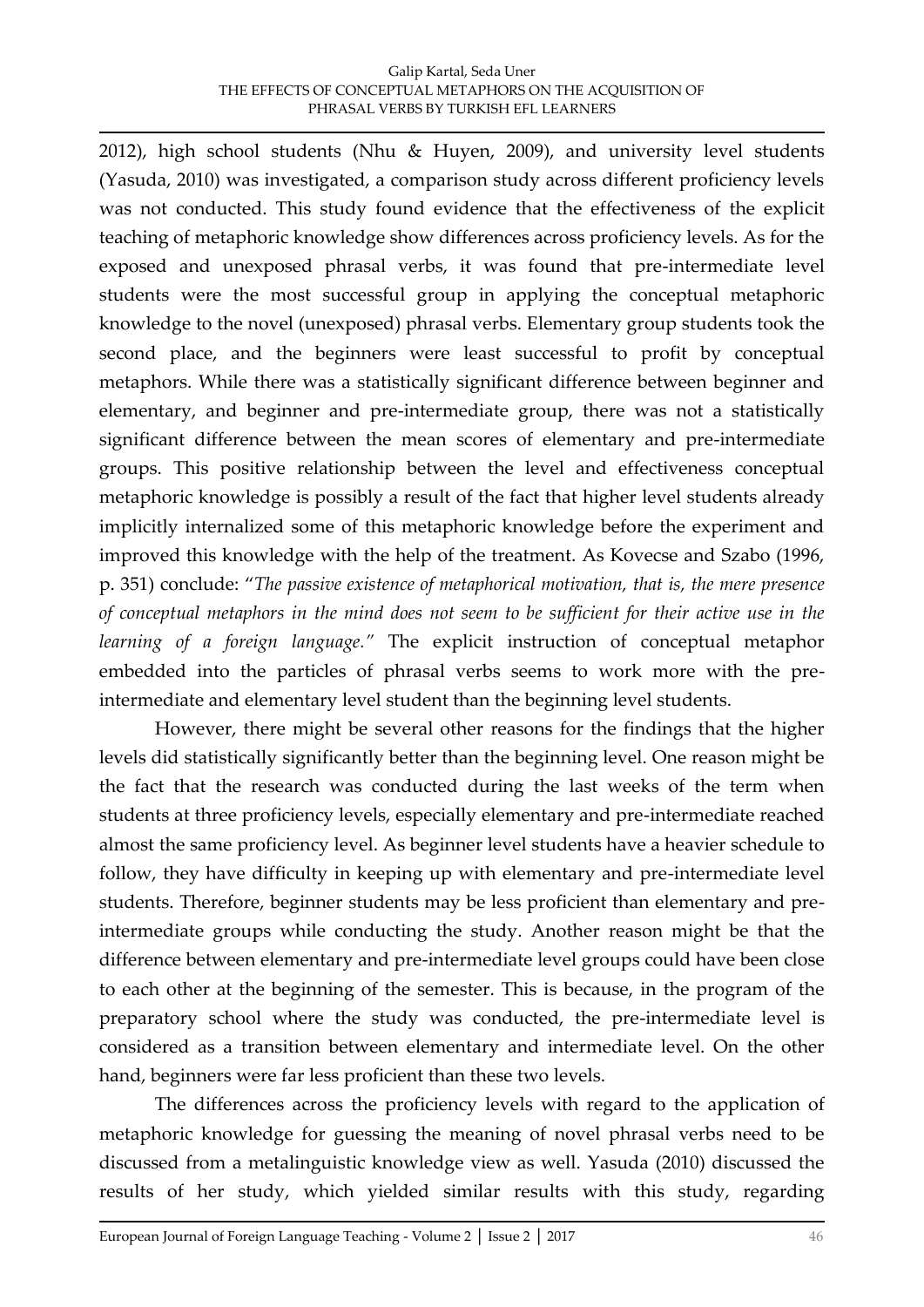2012), high school students (Nhu & Huyen, 2009), and university level students (Yasuda, 2010) was investigated, a comparison study across different proficiency levels was not conducted. This study found evidence that the effectiveness of the explicit teaching of metaphoric knowledge show differences across proficiency levels. As for the exposed and unexposed phrasal verbs, it was found that pre-intermediate level students were the most successful group in applying the conceptual metaphoric knowledge to the novel (unexposed) phrasal verbs. Elementary group students took the second place, and the beginners were least successful to profit by conceptual metaphors. While there was a statistically significant difference between beginner and elementary, and beginner and pre-intermediate group, there was not a statistically significant difference between the mean scores of elementary and pre-intermediate groups. This positive relationship between the level and effectiveness conceptual metaphoric knowledge is possibly a result of the fact that higher level students already implicitly internalized some of this metaphoric knowledge before the experiment and improved this knowledge with the help of the treatment. As Kovecse and Szabo (1996, p. 351) conclude: "*The passive existence of metaphorical motivation, that is, the mere presence of conceptual metaphors in the mind does not seem to be sufficient for their active use in the learning of a foreign language.*" The explicit instruction of conceptual metaphor embedded into the particles of phrasal verbs seems to work more with the pre-intermediate and elementary level student than the beginning level students.

However, there might be several other reasons for the findings that the higher levels did statistically significantly better than the beginning level. One reason might be the fact that the research was conducted during the last weeks of the term when students at three proficiency levels, especially elementary and pre-intermediate reached almost the same proficiency level. As beginner level students have a heavier schedule to follow, they have difficulty in keeping up with elementary and pre-intermediate level students. Therefore, beginner students may be less proficient than elementary and pre-intermediate groups while conducting the study. Another reason might be that the difference between elementary and pre-intermediate level groups could have been close to each other at the beginning of the semester. This is because, in the program of the preparatory school where the study was conducted, the pre-intermediate level is considered as a transition between elementary and intermediate level. On the other hand, beginners were far less proficient than these two levels.

The differences across the proficiency levels with regard to the application of metaphoric knowledge for guessing the meaning of novel phrasal verbs need to be discussed from a metalinguistic knowledge view as well. Yasuda (2010) discussed the results of her study, which yielded similar results with this study, regarding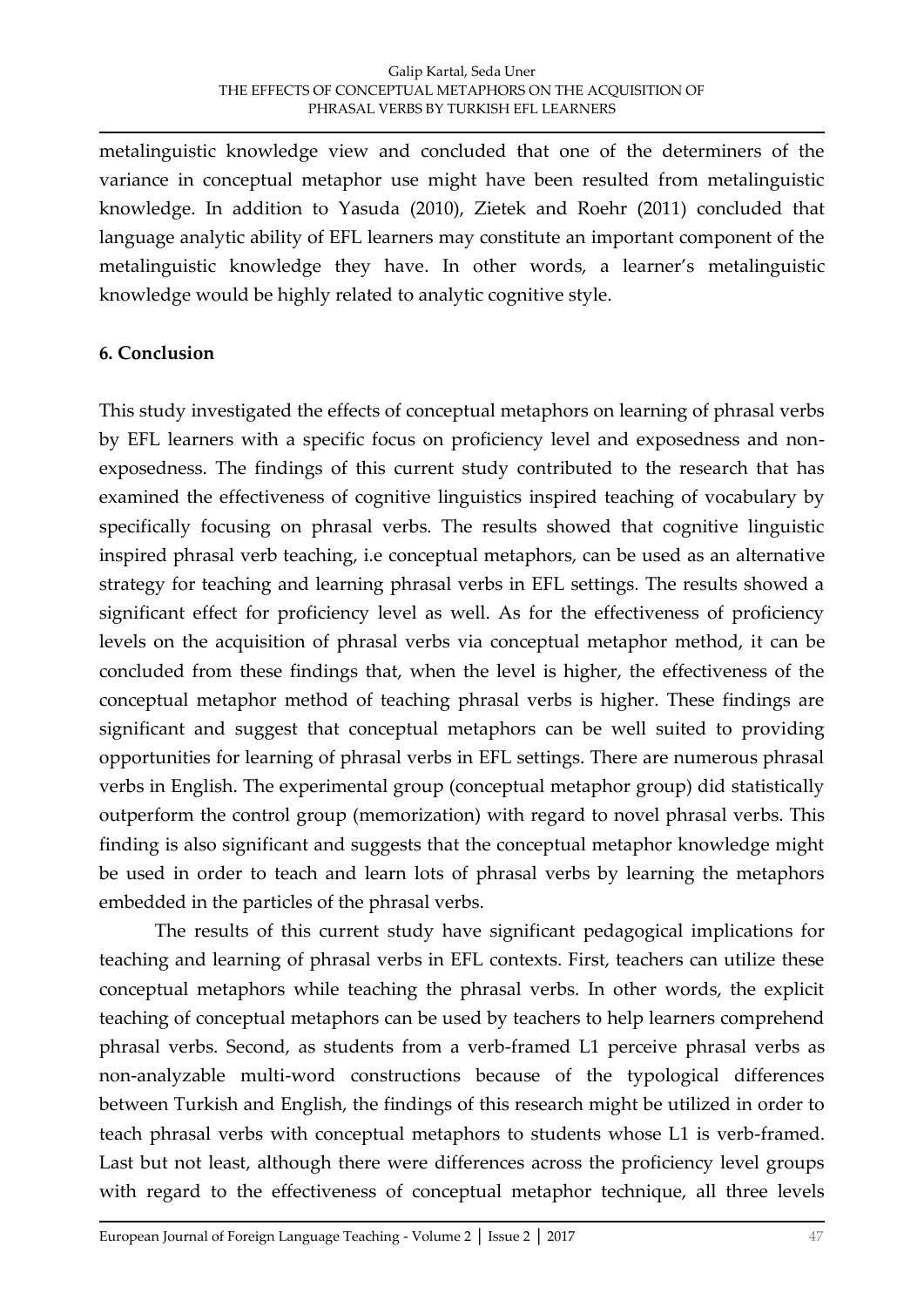metalinguistic knowledge view and concluded that one of the determiners of the variance in conceptual metaphor use might have been resulted from metalinguistic knowledge. In addition to Yasuda (2010), Zietek and Roehr (2011) concluded that language analytic ability of EFL learners may constitute an important component of the metalinguistic knowledge they have. In other words, a learner's metalinguistic knowledge would be highly related to analytic cognitive style.

## 6. Conclusion

This study investigated the effects of conceptual metaphors on learning of phrasal verbs by EFL learners with a specific focus on proficiency level and exposedness and non-exposedness. The findings of this current study contributed to the research that has examined the effectiveness of cognitive linguistics inspired teaching of vocabulary by specifically focusing on phrasal verbs. The results showed that cognitive linguistic inspired phrasal verb teaching, i.e conceptual metaphors, can be used as an alternative strategy for teaching and learning phrasal verbs in EFL settings. The results showed a significant effect for proficiency level as well. As for the effectiveness of proficiency levels on the acquisition of phrasal verbs via conceptual metaphor method, it can be concluded from these findings that, when the level is higher, the effectiveness of the conceptual metaphor method of teaching phrasal verbs is higher. These findings are significant and suggest that conceptual metaphors can be well suited to providing opportunities for learning of phrasal verbs in EFL settings. There are numerous phrasal verbs in English. The experimental group (conceptual metaphor group) did statistically outperform the control group (memorization) with regard to novel phrasal verbs. This finding is also significant and suggests that the conceptual metaphor knowledge might be used in order to teach and learn lots of phrasal verbs by learning the metaphors embedded in the particles of the phrasal verbs.

The results of this current study have significant pedagogical implications for teaching and learning of phrasal verbs in EFL contexts. First, teachers can utilize these conceptual metaphors while teaching the phrasal verbs. In other words, the explicit teaching of conceptual metaphors can be used by teachers to help learners comprehend phrasal verbs. Second, as students from a verb-framed L1 perceive phrasal verbs as non-analyzable multi-word constructions because of the typological differences between Turkish and English, the findings of this research might be utilized in order to teach phrasal verbs with conceptual metaphors to students whose L1 is verb-framed. Last but not least, although there were differences across the proficiency level groups with regard to the effectiveness of conceptual metaphor technique, all three levels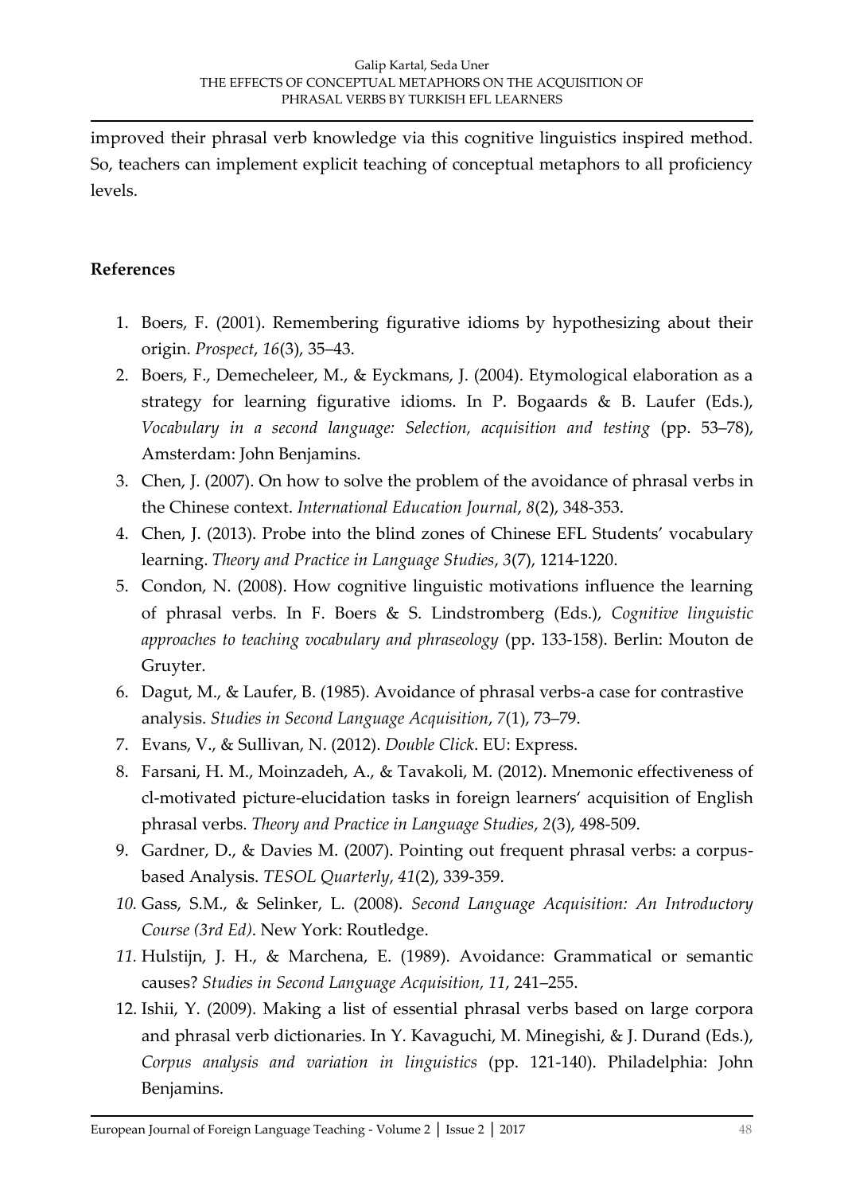improved their phrasal verb knowledge via this cognitive linguistics inspired method. So, teachers can implement explicit teaching of conceptual metaphors to all proficiency levels.

## References

1. Boers, F. (2001). Remembering figurative idioms by hypothesizing about their origin. *Prospect*, *16*(3), 35–43.
2. Boers, F., Demecheleer, M., & Eyckmans, J. (2004). Etymological elaboration as a strategy for learning figurative idioms. In P. Bogaards & B. Laufer (Eds.), *Vocabulary in a second language: Selection, acquisition and testing* (pp. 53–78), Amsterdam: John Benjamins.
3. Chen, J. (2007). On how to solve the problem of the avoidance of phrasal verbs in the Chinese context. *International Education Journal*, *8*(2), 348-353.
4. Chen, J. (2013). Probe into the blind zones of Chinese EFL Students' vocabulary learning. *Theory and Practice in Language Studies*, *3*(7), 1214-1220.
5. Condon, N. (2008). How cognitive linguistic motivations influence the learning of phrasal verbs. In F. Boers & S. Lindstromberg (Eds.), *Cognitive linguistic approaches to teaching vocabulary and phraseology* (pp. 133-158). Berlin: Mouton de Gruyter.
6. Dagut, M., & Laufer, B. (1985). Avoidance of phrasal verbs-a case for contrastive analysis. *Studies in Second Language Acquisition*, *7*(1), 73–79.
7. Evans, V., & Sullivan, N. (2012). *Double Click*. EU: Express.
8. Farsani, H. M., Moinzadeh, A., & Tavakoli, M. (2012). Mnemonic effectiveness of cl-motivated picture-elucidation tasks in foreign learners' acquisition of English phrasal verbs. *Theory and Practice in Language Studies*, *2*(3), 498-509.
9. Gardner, D., & Davies M. (2007). Pointing out frequent phrasal verbs: a corpus-based Analysis. *TESOL Quarterly*, *41*(2), 339-359.
10. Gass, S.M., & Selinker, L. (2008). *Second Language Acquisition: An Introductory Course (3rd Ed)*. New York: Routledge.
11. Hulstijn, J. H., & Marchena, E. (1989). Avoidance: Grammatical or semantic causes? *Studies in Second Language Acquisition, 11*, 241–255.
12. Ishii, Y. (2009). Making a list of essential phrasal verbs based on large corpora and phrasal verb dictionaries. In Y. Kavaguchi, M. Minegishi, & J. Durand (Eds.), *Corpus analysis and variation in linguistics* (pp. 121-140). Philadelphia: John Benjamins.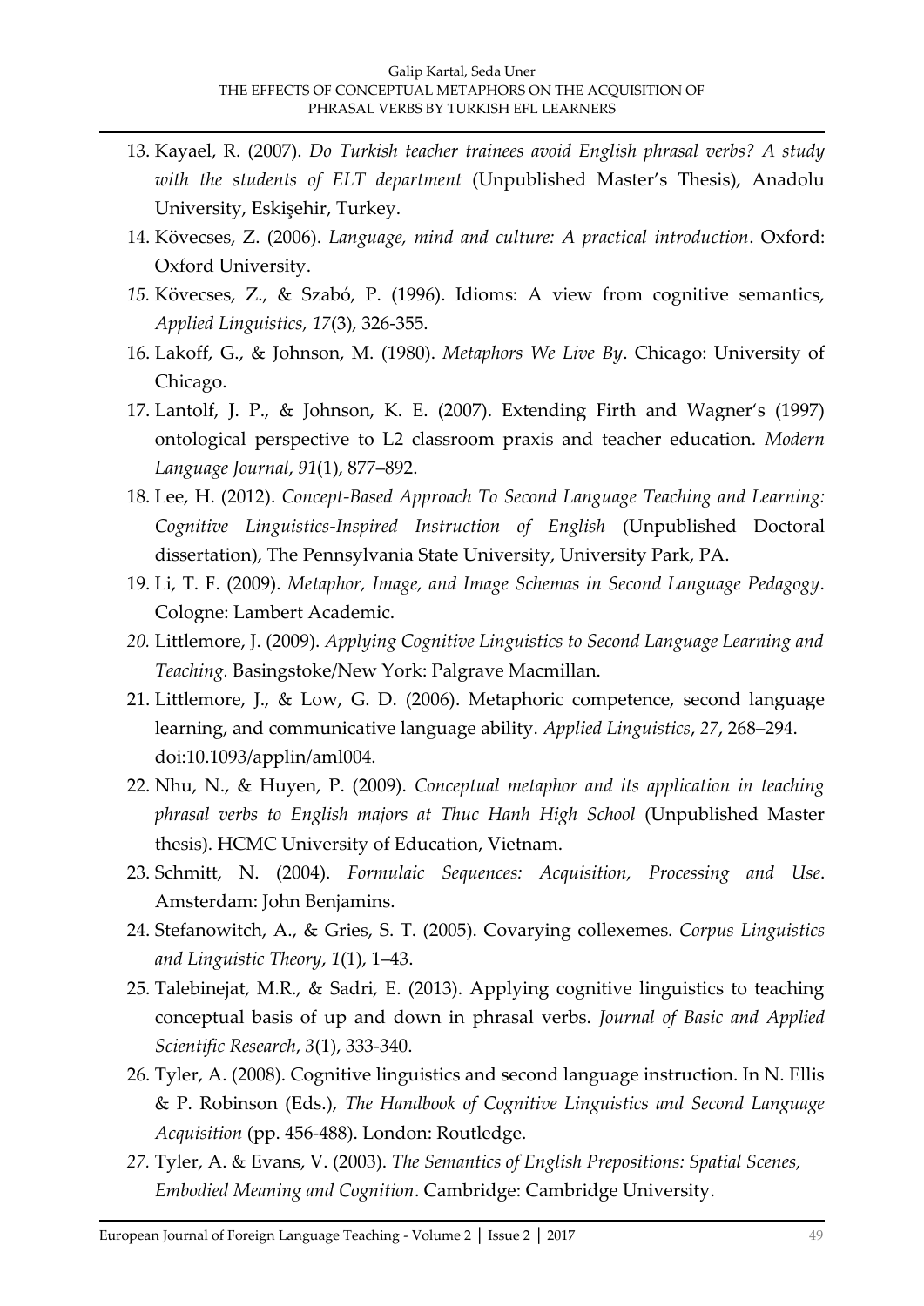13. Kayael, R. (2007). *Do Turkish teacher trainees avoid English phrasal verbs? A study with the students of ELT department* (Unpublished Master's Thesis), Anadolu University, Eskişehir, Turkey.
14. Kövecses, Z. (2006). *Language, mind and culture: A practical introduction*. Oxford: Oxford University.
15. Kövecses, Z., & Szabó, P. (1996). Idioms: A view from cognitive semantics, *Applied Linguistics, 17*(3), 326-355.
16. Lakoff, G., & Johnson, M. (1980). *Metaphors We Live By*. Chicago: University of Chicago.
17. Lantolf, J. P., & Johnson, K. E. (2007). Extending Firth and Wagner's (1997) ontological perspective to L2 classroom praxis and teacher education. *Modern Language Journal*, *91*(1), 877–892.
18. Lee, H. (2012). *Concept-Based Approach To Second Language Teaching and Learning: Cognitive Linguistics-Inspired Instruction of English* (Unpublished Doctoral dissertation), The Pennsylvania State University, University Park, PA.
19. Li, T. F. (2009). *Metaphor, Image, and Image Schemas in Second Language Pedagogy*. Cologne: Lambert Academic.
20. Littlemore, J. (2009). *Applying Cognitive Linguistics to Second Language Learning and Teaching.* Basingstoke/New York: Palgrave Macmillan.
21. Littlemore, J., & Low, G. D. (2006). Metaphoric competence, second language learning, and communicative language ability. *Applied Linguistics*, *27*, 268–294. doi:10.1093/applin/aml004.
22. Nhu, N., & Huyen, P. (2009). *Conceptual metaphor and its application in teaching phrasal verbs to English majors at Thuc Hanh High School* (Unpublished Master thesis). HCMC University of Education, Vietnam.
23. Schmitt, N. (2004). *Formulaic Sequences: Acquisition, Processing and Use*. Amsterdam: John Benjamins.
24. Stefanowitch, A., & Gries, S. T. (2005). Covarying collexemes. *Corpus Linguistics and Linguistic Theory*, *1*(1), 1–43.
25. Talebinejat, M.R., & Sadri, E. (2013). Applying cognitive linguistics to teaching conceptual basis of up and down in phrasal verbs. *Journal of Basic and Applied Scientific Research*, *3*(1), 333-340.
26. Tyler, A. (2008). Cognitive linguistics and second language instruction. In N. Ellis & P. Robinson (Eds.), *The Handbook of Cognitive Linguistics and Second Language Acquisition* (pp. 456-488). London: Routledge.
27. Tyler, A. & Evans, V. (2003). *The Semantics of English Prepositions: Spatial Scenes, Embodied Meaning and Cognition*. Cambridge: Cambridge University.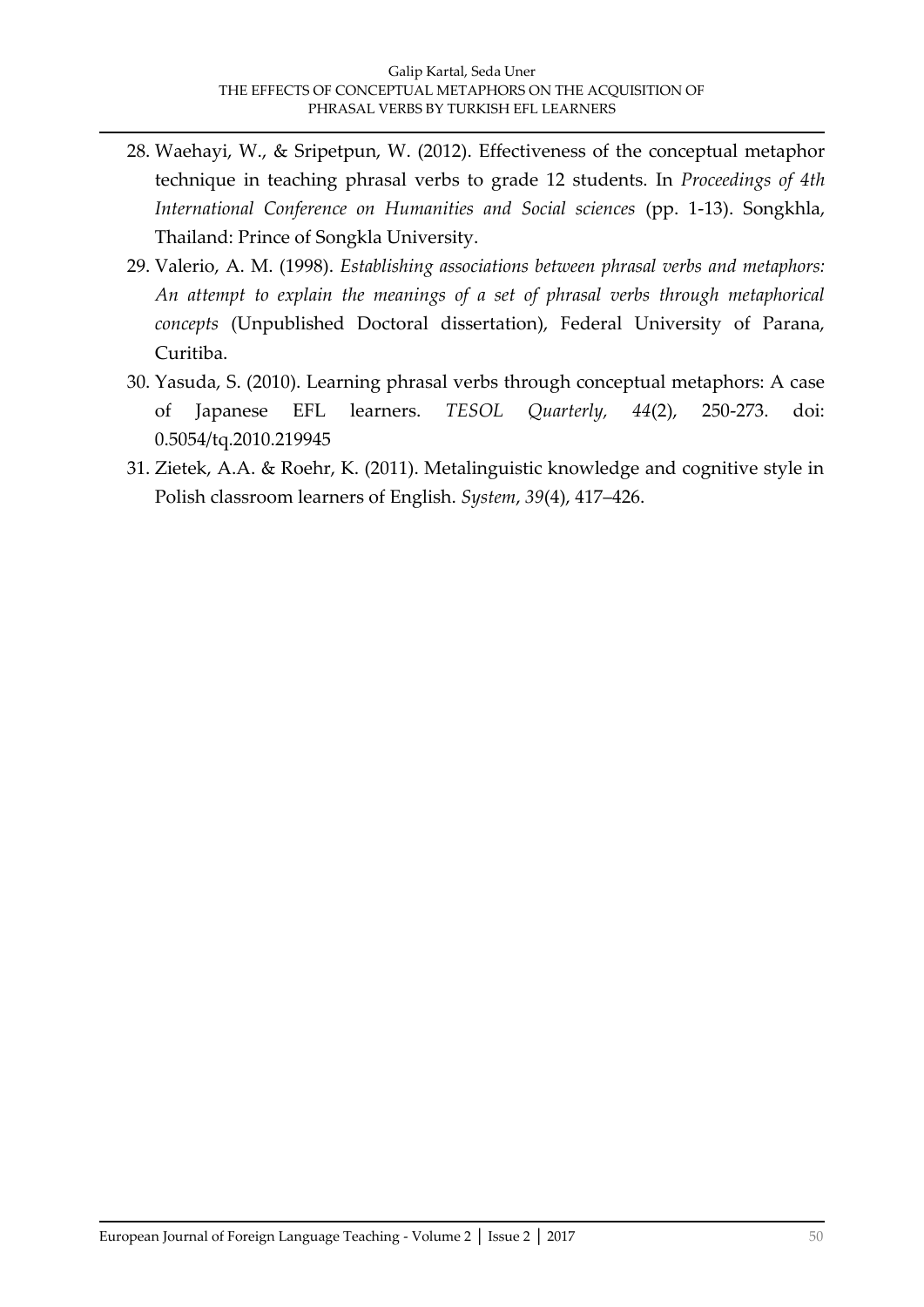28. Waehayi, W., & Sripetpun, W. (2012). Effectiveness of the conceptual metaphor technique in teaching phrasal verbs to grade 12 students. In *Proceedings of 4th International Conference on Humanities and Social sciences* (pp. 1-13). Songkhla, Thailand: Prince of Songkla University.
29. Valerio, A. M. (1998). *Establishing associations between phrasal verbs and metaphors: An attempt to explain the meanings of a set of phrasal verbs through metaphorical concepts* (Unpublished Doctoral dissertation), Federal University of Parana, Curitiba.
30. Yasuda, S. (2010). Learning phrasal verbs through conceptual metaphors: A case of Japanese EFL learners. *TESOL Quarterly, 44*(2), 250-273. doi: 0.5054/tq.2010.219945
31. Zietek, A.A. & Roehr, K. (2011). Metalinguistic knowledge and cognitive style in Polish classroom learners of English. *System*, *39*(4), 417–426.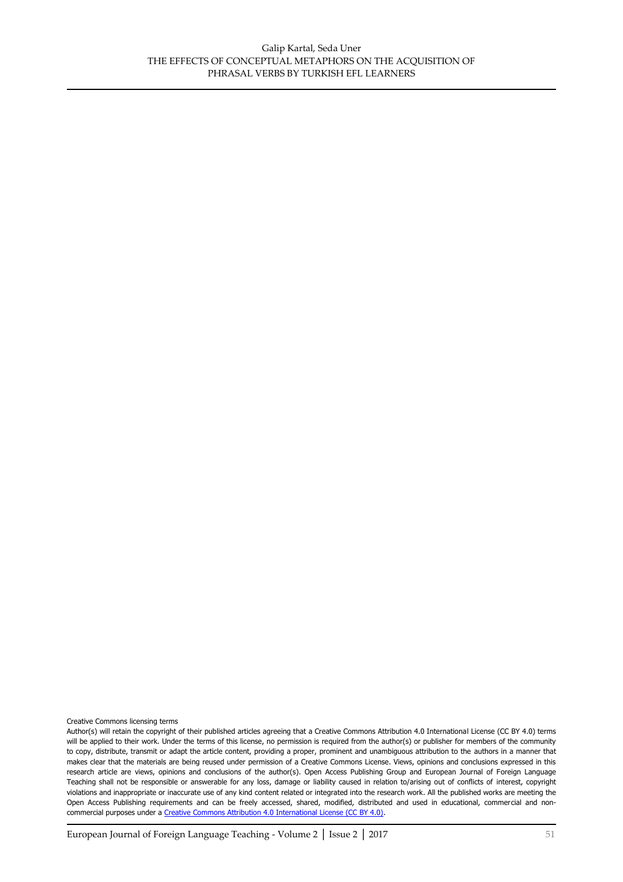Creative Commons licensing terms

Author(s) will retain the copyright of their published articles agreeing that a Creative Commons Attribution 4.0 International License (CC BY 4.0) terms will be applied to their work. Under the terms of this license, no permission is required from the author(s) or publisher for members of the community to copy, distribute, transmit or adapt the article content, providing a proper, prominent and unambiguous attribution to the authors in a manner that makes clear that the materials are being reused under permission of a Creative Commons License. Views, opinions and conclusions expressed in this research article are views, opinions and conclusions of the author(s). Open Access Publishing Group and European Journal of Foreign Language Teaching shall not be responsible or answerable for any loss, damage or liability caused in relation to/arising out of conflicts of interest, copyright violations and inappropriate or inaccurate use of any kind content related or integrated into the research work. All the published works are meeting the Open Access Publishing requirements and can be freely accessed, shared, modified, distributed and used in educational, commercial and non-commercial purposes under a [Creative Commons Attribution 4.0 International License (CC BY 4.0)](https://creativecommons.org/licenses/by/4.0/).